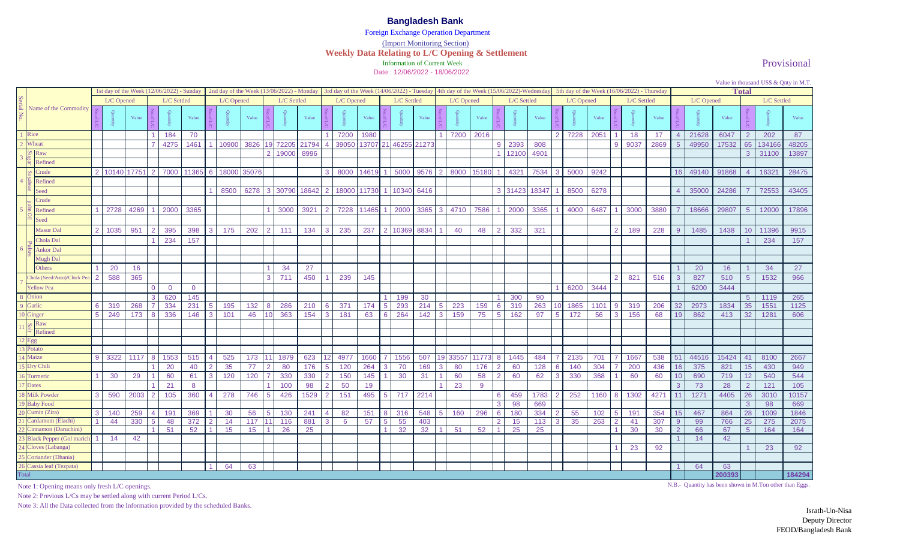# Bangladesh Bank

Foreign Exchange Operation Department

(Import Monitoring Section)

## Weekly Data Relating to L/C Opening & Settlement

Information of Current Week

Date : 12/06/2022 - 18/06/2022

Provisional

Value in thousand US$ & Qnty in M.T.

| Serial No. | Name of the Commodity | 1st day of the Week (12/06/2022) - Sunday | | | | | | 2nd day of the Week (13/06/2022) - Monday | | | | | | 3rd day of the Week (14/06/2022) - Tuesday | | | | | | 4th day of the Week (15/06/2022)-Wednesday | | | | | | 5th day of the Week (16/06/2022) - Thursday | | | | | | Total | | | | | |
|---|---|---|---|---|---|---|---|---|---|---|---|---|---|---|---|---|---|---|---|---|---|---|---|---|---|---|---|---|---|---|---|---|---|---|---|---|---|
| | | L/C Opened | | | L/C Settled | | | L/C Opened | | | L/C Settled | | | L/C Opened | | | L/C Settled | | | L/C Opened | | | L/C Settled | | | L/C Opened | | | L/C Settled | | | L/C Opened | | | L/C Settled | | |
| | | No.of L/C | Quantity | Value | No.of L/C | Quantity | Value | No.of L/C | Quantity | Value | No.of L/C | Quantity | Value | No.of L/C | Quantity | Value | No.of L/C | Quantity | Value | No.of L/C | Quantity | Value | No.of L/C | Quantity | Value | No.of L/C | Quantity | Value | No.of L/C | Quantity | Value | No.of L/C | Quantity | Value | No.of L/C | Quantity | Value |
| 1 | Rice | | | | 1 | 184 | 70 | | | | | | | 1 | 7200 | 1980 | | | | 1 | 7200 | 2016 | | | | 2 | 7228 | 2051 | 1 | 18 | 17 | 4 | 21628 | 6047 | 2 | 202 | 87 |
| 2 | Wheat | | | | 7 | 4275 | 1461 | 1 | 10900 | 3826 | 19 | 72205 | 21794 | 4 | 39050 | 13707 | 21 | 46255 | 21273 | | | | 9 | 2393 | 808 | | | | 9 | 9037 | 2869 | 5 | 49950 | 17532 | 65 | 134166 | 48205 |
| 3 | Sugar: Raw | | | | | | | | | | 2 | 19000 | 8996 | | | | | | | | | | 1 | 12100 | 4901 | | | | | | | | | | 3 | 31100 | 13897 |
| | Sugar: Refined | | | | | | | | | | | | | | | | | | | | | | | | | | | | | | | | | | | | |
| 4 | Soyabean: Crude | 2 | 10140 | 17751 | 2 | 7000 | 11365 | 6 | 18000 | 35076 | | | | 3 | 8000 | 14619 | 1 | 5000 | 9576 | 2 | 8000 | 15180 | 1 | 4321 | 7534 | 3 | 5000 | 9242 | | | | 16 | 49140 | 91868 | 4 | 16321 | 28475 |
| | Soyabean: Refined | | | | | | | | | | | | | | | | | | | | | | | | | | | | | | | | | | | | |
| | Soyabean: Seed | | | | | | | 1 | 8500 | 6278 | 3 | 30790 | 18642 | 2 | 18000 | 11730 | 1 | 10340 | 6416 | | | | 3 | 31423 | 18347 | 1 | 8500 | 6278 | | | | 4 | 35000 | 24286 | 7 | 72553 | 43405 |
| 5 | Palm Oil: Crude | | | | | | | | | | | | | | | | | | | | | | | | | | | | | | | | | | | | |
| | Palm Oil: Refined | 1 | 2728 | 4269 | 1 | 2000 | 3365 | | | | 1 | 3000 | 3921 | 2 | 7228 | 11465 | 1 | 2000 | 3365 | 3 | 4710 | 7586 | 1 | 2000 | 3365 | 1 | 4000 | 6487 | 1 | 3000 | 3880 | 7 | 18666 | 29807 | 5 | 12000 | 17896 |
| | Palm Oil: Seed | | | | | | | | | | | | | | | | | | | | | | | | | | | | | | | | | | | | |
| 6 | Pulses: Masur Dal | 2 | 1035 | 951 | 2 | 395 | 398 | 3 | 175 | 202 | 2 | 111 | 134 | 3 | 235 | 237 | 2 | 10369 | 8834 | 1 | 40 | 48 | 2 | 332 | 321 | | | | 2 | 189 | 228 | 9 | 1485 | 1438 | 10 | 11396 | 9915 |
| | Pulses: Chola Dal | | | | 1 | 234 | 157 | | | | | | | | | | | | | | | | | | | | | | | | | | | | 1 | 234 | 157 |
| | Pulses: Ankor Dal | | | | | | | | | | | | | | | | | | | | | | | | | | | | | | | | | | | | |
| | Pulses: Mugh Dal | | | | | | | | | | | | | | | | | | | | | | | | | | | | | | | | | | | | |
| | Pulses: Others | 1 | 20 | 16 | | | | | | | 1 | 34 | 27 | | | | | | | | | | | | | | | | | | | 1 | 20 | 16 | 1 | 34 | 27 |
| 7 | Chola (Seed/Asto)/Chick Pea | 2 | 588 | 365 | | | | | | | 3 | 711 | 450 | 1 | 239 | 145 | | | | | | | | | | | | | 2 | 821 | 516 | 3 | 827 | 510 | 5 | 1532 | 966 |
| | Yellow Pea | | | | 0 | 0 | 0 | | | | | | | | | | | | | | | | | | | 1 | 6200 | 3444 | | | | 1 | 6200 | 3444 | | | |
| 8 | Onion | | | | 3 | 620 | 145 | | | | | | | | | | 1 | 199 | 30 | | | | 1 | 300 | 90 | | | | | | | | | | 5 | 1119 | 265 |
| 9 | Garlic | 6 | 319 | 268 | 7 | 334 | 231 | 5 | 195 | 132 | 8 | 286 | 210 | 6 | 371 | 174 | 5 | 293 | 214 | 5 | 223 | 159 | 6 | 319 | 263 | 10 | 1865 | 1101 | 9 | 319 | 206 | 32 | 2973 | 1834 | 35 | 1551 | 1125 |
| 10 | Ginger | 5 | 249 | 173 | 8 | 336 | 146 | 3 | 101 | 46 | 10 | 363 | 154 | 3 | 181 | 63 | 6 | 264 | 142 | 3 | 159 | 75 | 5 | 162 | 97 | 5 | 172 | 56 | 3 | 156 | 68 | 19 | 862 | 413 | 32 | 1281 | 606 |
| 11 | Salt: Raw | | | | | | | | | | | | | | | | | | | | | | | | | | | | | | | | | | | | |
| | Salt: Refined | | | | | | | | | | | | | | | | | | | | | | | | | | | | | | | | | | | | |
| 12 | Egg | | | | | | | | | | | | | | | | | | | | | | | | | | | | | | | | | | | | |
| 13 | Potato | | | | | | | | | | | | | | | | | | | | | | | | | | | | | | | | | | | | |
| 14 | Maize | 9 | 3322 | 1117 | 8 | 1553 | 515 | 4 | 525 | 173 | 11 | 1879 | 623 | 12 | 4977 | 1660 | 7 | 1556 | 507 | 19 | 33557 | 11773 | 8 | 1445 | 484 | 7 | 2135 | 701 | 7 | 1667 | 538 | 51 | 44516 | 15424 | 41 | 8100 | 2667 |
| 15 | Dry Chili | | | | 1 | 20 | 40 | 2 | 35 | 77 | 2 | 80 | 176 | 5 | 120 | 264 | 3 | 70 | 169 | 3 | 80 | 176 | 2 | 60 | 128 | 6 | 140 | 304 | 7 | 200 | 436 | 16 | 375 | 821 | 15 | 430 | 949 |
| 16 | Turmeric | 1 | 30 | 29 | 1 | 60 | 61 | 3 | 120 | 120 | 7 | 330 | 330 | 2 | 150 | 145 | 1 | 30 | 31 | 1 | 60 | 58 | 2 | 60 | 62 | 3 | 330 | 368 | 1 | 60 | 60 | 10 | 690 | 719 | 12 | 540 | 544 |
| 17 | Dates | | | | 1 | 21 | 8 | | | | 1 | 100 | 98 | 2 | 50 | 19 | | | | 1 | 23 | 9 | | | | | | | | | | 3 | 73 | 28 | 2 | 121 | 105 |
| 18 | Milk Powder | 3 | 590 | 2003 | 2 | 105 | 360 | 4 | 278 | 746 | 5 | 426 | 1529 | 2 | 151 | 495 | 5 | 717 | 2214 | | | | 6 | 459 | 1783 | 2 | 252 | 1160 | 8 | 1302 | 4271 | 11 | 1271 | 4405 | 26 | 3010 | 10157 |
| 19 | Baby Food | | | | | | | | | | | | | | | | | | | | | | 3 | 98 | 669 | | | | | | | | | | 3 | 98 | 669 |
| 20 | Cumin (Zira) | 3 | 140 | 259 | 4 | 191 | 369 | 1 | 30 | 56 | 5 | 130 | 241 | 4 | 82 | 151 | 8 | 316 | 548 | 5 | 160 | 296 | 6 | 180 | 334 | 2 | 55 | 102 | 5 | 191 | 354 | 15 | 467 | 864 | 28 | 1009 | 1846 |
| 21 | Cardamom (Elachi) | 1 | 44 | 330 | 5 | 48 | 372 | 2 | 14 | 117 | 11 | 116 | 881 | 3 | 6 | 57 | 5 | 55 | 403 | | | | 2 | 15 | 113 | 3 | 35 | 263 | 2 | 41 | 307 | 9 | 99 | 766 | 25 | 275 | 2075 |
| 22 | Cinnamon (Daruchini) | | | | 1 | 51 | 52 | 1 | 15 | 15 | 1 | 26 | 25 | | | | 1 | 32 | 32 | 1 | 51 | 52 | 1 | 25 | 25 | | | | 1 | 30 | 30 | 2 | 66 | 67 | 5 | 164 | 164 |
| 23 | Black Pepper (Gol marich) | 1 | 14 | 42 | | | | | | | | | | | | | | | | | | | | | | | | | | | | 1 | 14 | 42 | | | |
| 24 | Cloves (Labanga) | | | | | | | | | | | | | | | | | | | | | | | | | | | | 1 | 23 | 92 | | | | 1 | 23 | 92 |
| 25 | Coriander (Dhania) | | | | | | | | | | | | | | | | | | | | | | | | | | | | | | | | | | | | |
| 26 | Cassia leaf (Tezpata) | | | | | | | 1 | 64 | 63 | | | | | | | | | | | | | | | | | | | | | | 1 | 64 | 63 | | | |
| Total | | | | | | | | | | | | | | | | | | | | | | | | | | | | | | | | | | 200393 | | | 184294 |

Note 1: Opening means only fresh L/C openings.

Note 2: Previous L/Cs may be settled along with current Period L/Cs.

Note 3: All the Data collected from the Information provided by the scheduled Banks.

N.B.- Quantity has been shown in M.Ton other than Eggs.

Israth-Un-Nisa
Deputy Director
FEOD/Bangladesh Bank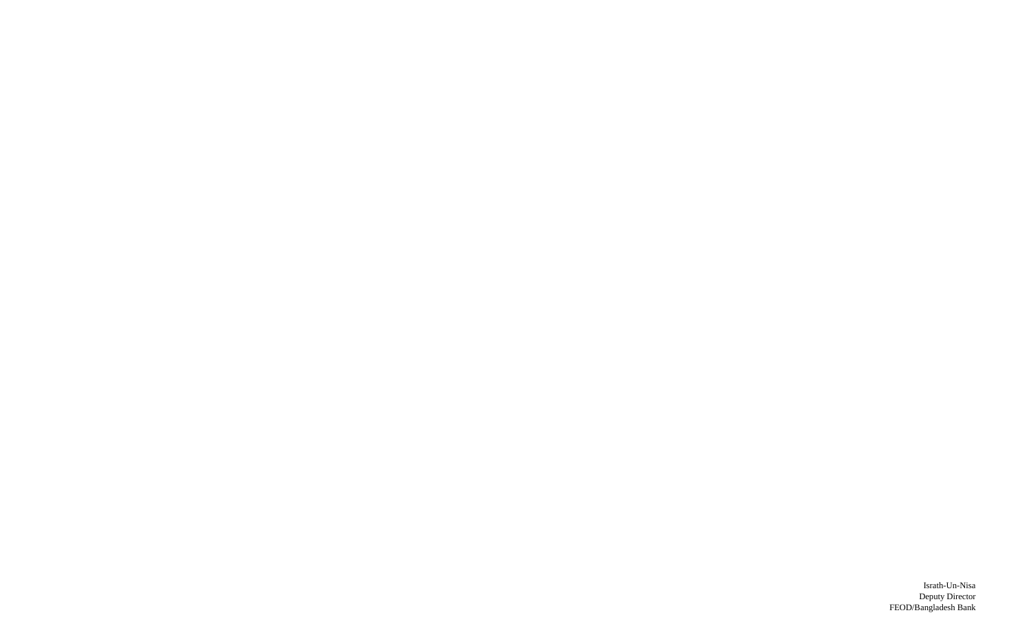Israth-Un-Nisa
Deputy Director
FEOD/Bangladesh Bank